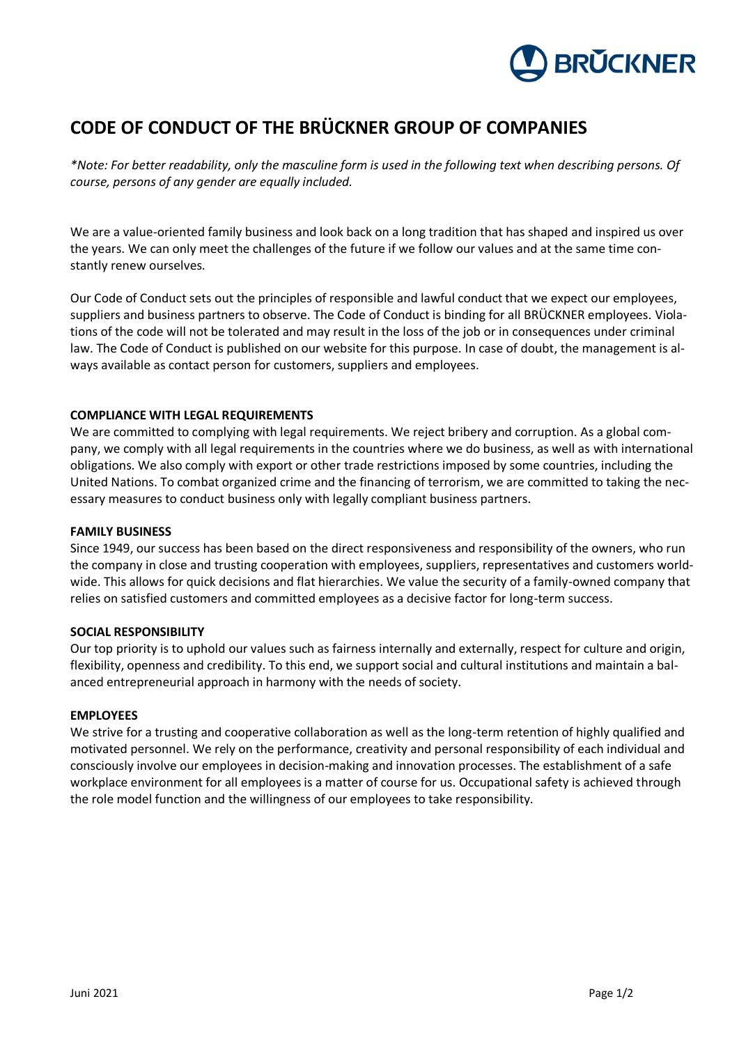# CODE OF CONDUCT OF THE BRÜCKNER GROUP OF COMPANIES

*\*Note: For better readability, only the masculine form is used in the following text when describing persons. Of course, persons of any gender are equally included.*

We are a value-oriented family business and look back on a long tradition that has shaped and inspired us over the years. We can only meet the challenges of the future if we follow our values and at the same time constantly renew ourselves.

Our Code of Conduct sets out the principles of responsible and lawful conduct that we expect our employees, suppliers and business partners to observe. The Code of Conduct is binding for all BRÜCKNER employees. Violations of the code will not be tolerated and may result in the loss of the job or in consequences under criminal law. The Code of Conduct is published on our website for this purpose. In case of doubt, the management is always available as contact person for customers, suppliers and employees.

## COMPLIANCE WITH LEGAL REQUIREMENTS

We are committed to complying with legal requirements. We reject bribery and corruption. As a global company, we comply with all legal requirements in the countries where we do business, as well as with international obligations. We also comply with export or other trade restrictions imposed by some countries, including the United Nations. To combat organized crime and the financing of terrorism, we are committed to taking the necessary measures to conduct business only with legally compliant business partners.

## FAMILY BUSINESS

Since 1949, our success has been based on the direct responsiveness and responsibility of the owners, who run the company in close and trusting cooperation with employees, suppliers, representatives and customers worldwide. This allows for quick decisions and flat hierarchies. We value the security of a family-owned company that relies on satisfied customers and committed employees as a decisive factor for long-term success.

## SOCIAL RESPONSIBILITY

Our top priority is to uphold our values such as fairness internally and externally, respect for culture and origin, flexibility, openness and credibility. To this end, we support social and cultural institutions and maintain a balanced entrepreneurial approach in harmony with the needs of society.

## EMPLOYEES

We strive for a trusting and cooperative collaboration as well as the long-term retention of highly qualified and motivated personnel. We rely on the performance, creativity and personal responsibility of each individual and consciously involve our employees in decision-making and innovation processes. The establishment of a safe workplace environment for all employees is a matter of course for us. Occupational safety is achieved through the role model function and the willingness of our employees to take responsibility.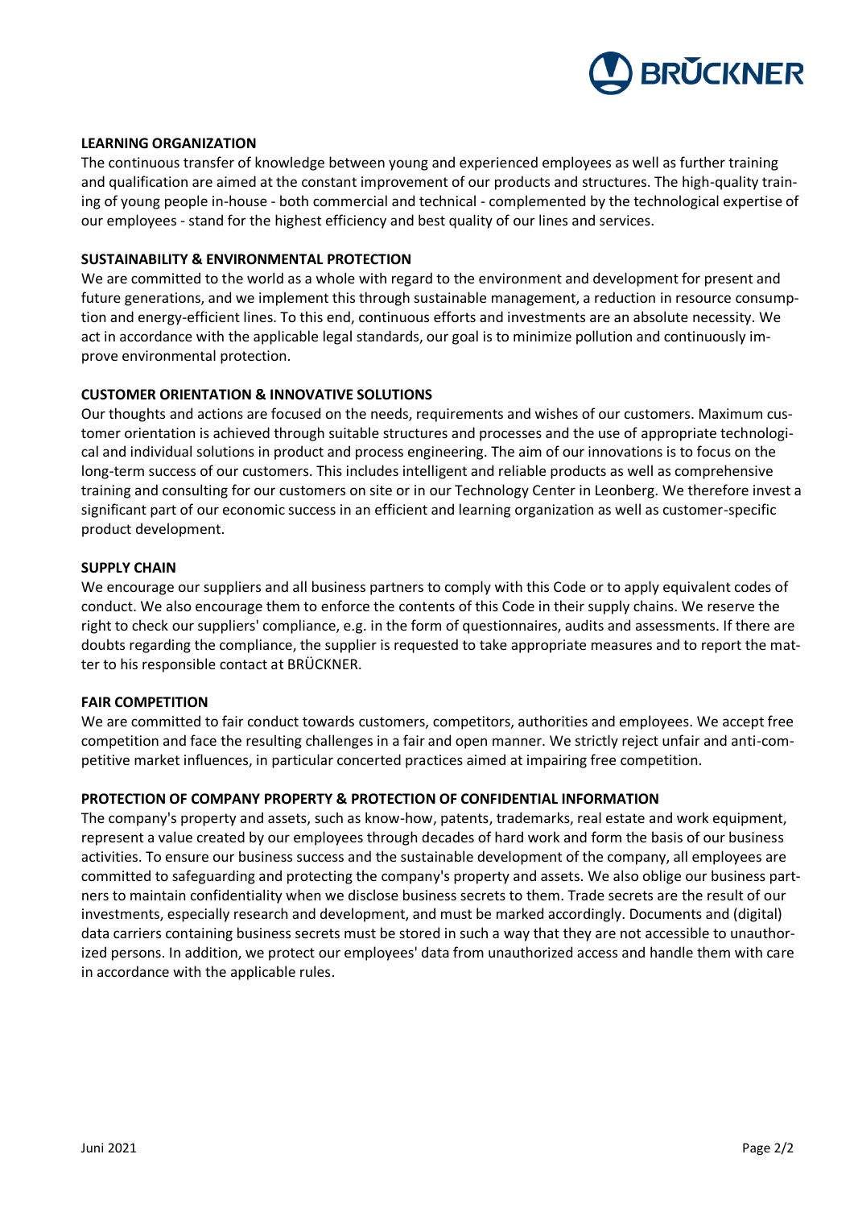### LEARNING ORGANIZATION

The continuous transfer of knowledge between young and experienced employees as well as further training and qualification are aimed at the constant improvement of our products and structures. The high-quality training of young people in-house - both commercial and technical - complemented by the technological expertise of our employees - stand for the highest efficiency and best quality of our lines and services.

### SUSTAINABILITY & ENVIRONMENTAL PROTECTION

We are committed to the world as a whole with regard to the environment and development for present and future generations, and we implement this through sustainable management, a reduction in resource consumption and energy-efficient lines. To this end, continuous efforts and investments are an absolute necessity. We act in accordance with the applicable legal standards, our goal is to minimize pollution and continuously improve environmental protection.

### CUSTOMER ORIENTATION & INNOVATIVE SOLUTIONS

Our thoughts and actions are focused on the needs, requirements and wishes of our customers. Maximum customer orientation is achieved through suitable structures and processes and the use of appropriate technological and individual solutions in product and process engineering. The aim of our innovations is to focus on the long-term success of our customers. This includes intelligent and reliable products as well as comprehensive training and consulting for our customers on site or in our Technology Center in Leonberg. We therefore invest a significant part of our economic success in an efficient and learning organization as well as customer-specific product development.

### SUPPLY CHAIN

We encourage our suppliers and all business partners to comply with this Code or to apply equivalent codes of conduct. We also encourage them to enforce the contents of this Code in their supply chains. We reserve the right to check our suppliers' compliance, e.g. in the form of questionnaires, audits and assessments. If there are doubts regarding the compliance, the supplier is requested to take appropriate measures and to report the matter to his responsible contact at BRÜCKNER.

### FAIR COMPETITION

We are committed to fair conduct towards customers, competitors, authorities and employees. We accept free competition and face the resulting challenges in a fair and open manner. We strictly reject unfair and anti-competitive market influences, in particular concerted practices aimed at impairing free competition.

### PROTECTION OF COMPANY PROPERTY & PROTECTION OF CONFIDENTIAL INFORMATION

The company's property and assets, such as know-how, patents, trademarks, real estate and work equipment, represent a value created by our employees through decades of hard work and form the basis of our business activities. To ensure our business success and the sustainable development of the company, all employees are committed to safeguarding and protecting the company's property and assets. We also oblige our business partners to maintain confidentiality when we disclose business secrets to them. Trade secrets are the result of our investments, especially research and development, and must be marked accordingly. Documents and (digital) data carriers containing business secrets must be stored in such a way that they are not accessible to unauthorized persons. In addition, we protect our employees' data from unauthorized access and handle them with care in accordance with the applicable rules.